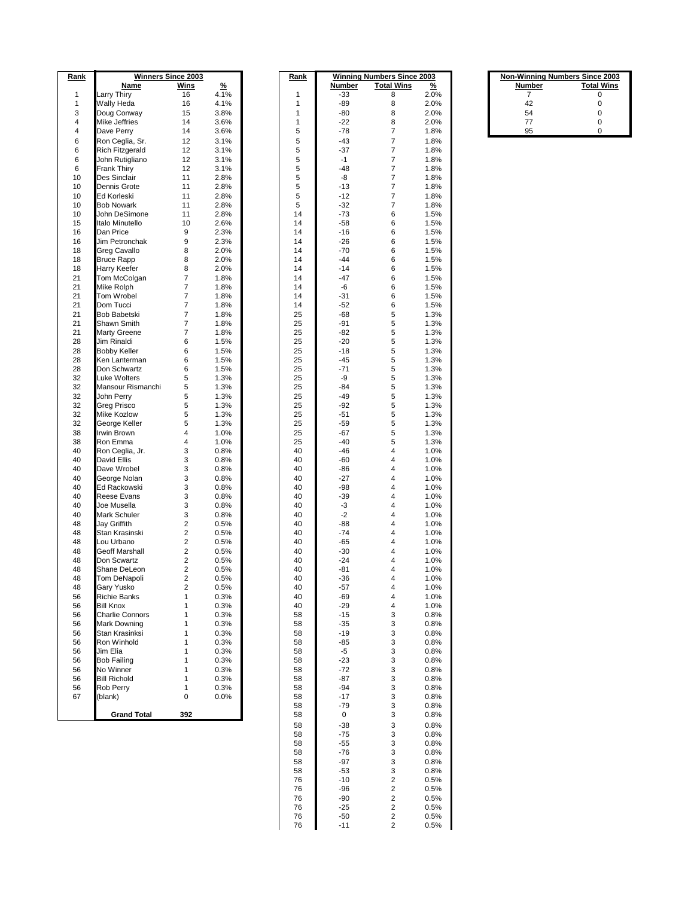| Rank | Winners Since 2003 | | |
|---|---|---|---|
| | **Name** | **Wins** | **%** |
| 1 | Larry Thiry | 16 | 4.1% |
| 1 | Wally Heda | 16 | 4.1% |
| 3 | Doug Conway | 15 | 3.8% |
| 4 | Mike Jeffries | 14 | 3.6% |
| 4 | Dave Perry | 14 | 3.6% |
| 6 | Ron Ceglia, Sr. | 12 | 3.1% |
| 6 | Rich Fitzgerald | 12 | 3.1% |
| 6 | John Rutigliano | 12 | 3.1% |
| 6 | Frank Thiry | 12 | 3.1% |
| 10 | Des Sinclair | 11 | 2.8% |
| 10 | Dennis Grote | 11 | 2.8% |
| 10 | Ed Korleski | 11 | 2.8% |
| 10 | Bob Nowark | 11 | 2.8% |
| 10 | John DeSimone | 11 | 2.8% |
| 15 | Italo Minutello | 10 | 2.6% |
| 16 | Dan Price | 9 | 2.3% |
| 16 | Jim Petronchak | 9 | 2.3% |
| 18 | Greg Cavallo | 8 | 2.0% |
| 18 | Bruce Rapp | 8 | 2.0% |
| 18 | Harry Keefer | 8 | 2.0% |
| 21 | Tom McColgan | 7 | 1.8% |
| 21 | Mike Rolph | 7 | 1.8% |
| 21 | Tom Wrobel | 7 | 1.8% |
| 21 | Dom Tucci | 7 | 1.8% |
| 21 | Bob Babetski | 7 | 1.8% |
| 21 | Shawn Smith | 7 | 1.8% |
| 21 | Marty Greene | 7 | 1.8% |
| 28 | Jim Rinaldi | 6 | 1.5% |
| 28 | Bobby Keller | 6 | 1.5% |
| 28 | Ken Lanterman | 6 | 1.5% |
| 28 | Don Schwartz | 6 | 1.5% |
| 32 | Luke Wolters | 5 | 1.3% |
| 32 | Mansour Rismanchi | 5 | 1.3% |
| 32 | John Perry | 5 | 1.3% |
| 32 | Greg Prisco | 5 | 1.3% |
| 32 | Mike Kozlow | 5 | 1.3% |
| 32 | George Keller | 5 | 1.3% |
| 38 | Irwin Brown | 4 | 1.0% |
| 38 | Ron Emma | 4 | 1.0% |
| 40 | Ron Ceglia, Jr. | 3 | 0.8% |
| 40 | David Ellis | 3 | 0.8% |
| 40 | Dave Wrobel | 3 | 0.8% |
| 40 | George Nolan | 3 | 0.8% |
| 40 | Ed Rackowski | 3 | 0.8% |
| 40 | Reese Evans | 3 | 0.8% |
| 40 | Joe Musella | 3 | 0.8% |
| 40 | Mark Schuler | 3 | 0.8% |
| 48 | Jay Griffith | 2 | 0.5% |
| 48 | Stan Krasinski | 2 | 0.5% |
| 48 | Lou Urbano | 2 | 0.5% |
| 48 | Geoff Marshall | 2 | 0.5% |
| 48 | Don Scwartz | 2 | 0.5% |
| 48 | Shane DeLeon | 2 | 0.5% |
| 48 | Tom DeNapoli | 2 | 0.5% |
| 48 | Gary Yusko | 2 | 0.5% |
| 56 | Richie Banks | 1 | 0.3% |
| 56 | Bill Knox | 1 | 0.3% |
| 56 | Charlie Connors | 1 | 0.3% |
| 56 | Mark Downing | 1 | 0.3% |
| 56 | Stan Krasinksi | 1 | 0.3% |
| 56 | Ron Winhold | 1 | 0.3% |
| 56 | Jim Elia | 1 | 0.3% |
| 56 | Bob Failing | 1 | 0.3% |
| 56 | No Winner | 1 | 0.3% |
| 56 | Bill Richold | 1 | 0.3% |
| 56 | Rob Perry | 1 | 0.3% |
| 67 | (blank) | 0 | 0.0% |
| | **Grand Total** | **392** | |

| Rank | Winning Numbers Since 2003 | | |
|---|---|---|---|
| | **Number** | **Total Wins** | **%** |
| 1 | -33 | 8 | 2.0% |
| 1 | -89 | 8 | 2.0% |
| 1 | -80 | 8 | 2.0% |
| 1 | -22 | 8 | 2.0% |
| 5 | -78 | 7 | 1.8% |
| 5 | -43 | 7 | 1.8% |
| 5 | -37 | 7 | 1.8% |
| 5 | -1 | 7 | 1.8% |
| 5 | -48 | 7 | 1.8% |
| 5 | -8 | 7 | 1.8% |
| 5 | -13 | 7 | 1.8% |
| 5 | -12 | 7 | 1.8% |
| 5 | -32 | 7 | 1.8% |
| 14 | -73 | 6 | 1.5% |
| 14 | -58 | 6 | 1.5% |
| 14 | -16 | 6 | 1.5% |
| 14 | -26 | 6 | 1.5% |
| 14 | -70 | 6 | 1.5% |
| 14 | -44 | 6 | 1.5% |
| 14 | -14 | 6 | 1.5% |
| 14 | -47 | 6 | 1.5% |
| 14 | -6 | 6 | 1.5% |
| 14 | -31 | 6 | 1.5% |
| 14 | -52 | 6 | 1.5% |
| 25 | -68 | 5 | 1.3% |
| 25 | -91 | 5 | 1.3% |
| 25 | -82 | 5 | 1.3% |
| 25 | -20 | 5 | 1.3% |
| 25 | -18 | 5 | 1.3% |
| 25 | -45 | 5 | 1.3% |
| 25 | -71 | 5 | 1.3% |
| 25 | -9 | 5 | 1.3% |
| 25 | -84 | 5 | 1.3% |
| 25 | -49 | 5 | 1.3% |
| 25 | -92 | 5 | 1.3% |
| 25 | -51 | 5 | 1.3% |
| 25 | -59 | 5 | 1.3% |
| 25 | -67 | 5 | 1.3% |
| 25 | -40 | 5 | 1.3% |
| 40 | -46 | 4 | 1.0% |
| 40 | -60 | 4 | 1.0% |
| 40 | -86 | 4 | 1.0% |
| 40 | -27 | 4 | 1.0% |
| 40 | -98 | 4 | 1.0% |
| 40 | -39 | 4 | 1.0% |
| 40 | -3 | 4 | 1.0% |
| 40 | -2 | 4 | 1.0% |
| 40 | -88 | 4 | 1.0% |
| 40 | -74 | 4 | 1.0% |
| 40 | -65 | 4 | 1.0% |
| 40 | -30 | 4 | 1.0% |
| 40 | -24 | 4 | 1.0% |
| 40 | -81 | 4 | 1.0% |
| 40 | -36 | 4 | 1.0% |
| 40 | -57 | 4 | 1.0% |
| 40 | -69 | 4 | 1.0% |
| 40 | -29 | 4 | 1.0% |
| 58 | -15 | 3 | 0.8% |
| 58 | -35 | 3 | 0.8% |
| 58 | -19 | 3 | 0.8% |
| 58 | -85 | 3 | 0.8% |
| 58 | -5 | 3 | 0.8% |
| 58 | -23 | 3 | 0.8% |
| 58 | -72 | 3 | 0.8% |
| 58 | -87 | 3 | 0.8% |
| 58 | -94 | 3 | 0.8% |
| 58 | -17 | 3 | 0.8% |
| 58 | -79 | 3 | 0.8% |
| 58 | 0 | 3 | 0.8% |
| 58 | -38 | 3 | 0.8% |
| 58 | -75 | 3 | 0.8% |
| 58 | -55 | 3 | 0.8% |
| 58 | -76 | 3 | 0.8% |
| 58 | -97 | 3 | 0.8% |
| 58 | -53 | 3 | 0.8% |
| 76 | -10 | 2 | 0.5% |
| 76 | -96 | 2 | 0.5% |
| 76 | -90 | 2 | 0.5% |
| 76 | -25 | 2 | 0.5% |
| 76 | -50 | 2 | 0.5% |
| 76 | -11 | 2 | 0.5% |

| Non-Winning Numbers Since 2003 | |
|---|---|
| **Number** | **Total Wins** |
| 7 | 0 |
| 42 | 0 |
| 54 | 0 |
| 77 | 0 |
| 95 | 0 |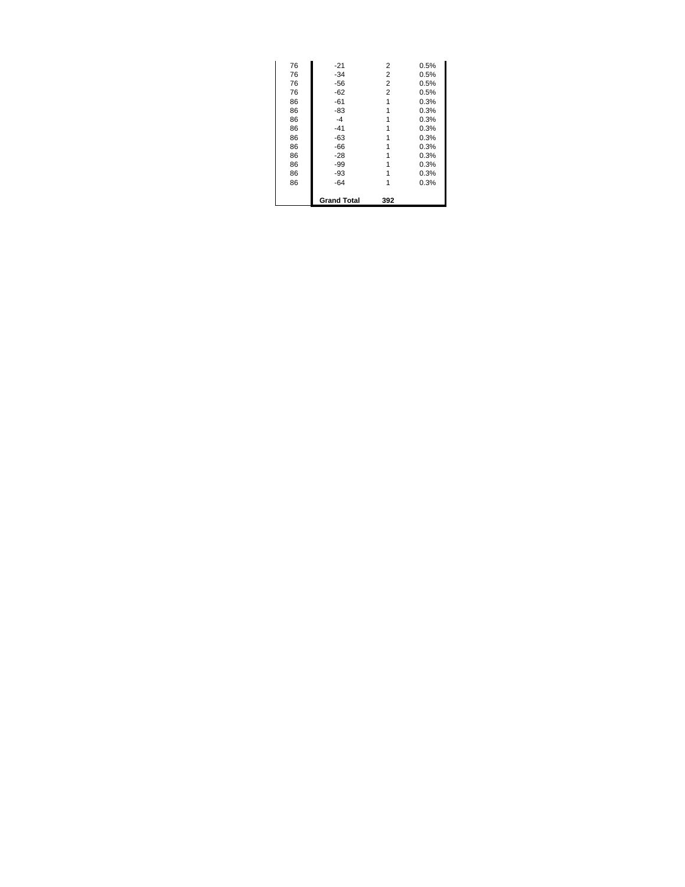| | | | |
|---|---|---|---|
| 76 | -21 | 2 | 0.5% |
| 76 | -34 | 2 | 0.5% |
| 76 | -56 | 2 | 0.5% |
| 76 | -62 | 2 | 0.5% |
| 86 | -61 | 1 | 0.3% |
| 86 | -83 | 1 | 0.3% |
| 86 | -4 | 1 | 0.3% |
| 86 | -41 | 1 | 0.3% |
| 86 | -63 | 1 | 0.3% |
| 86 | -66 | 1 | 0.3% |
| 86 | -28 | 1 | 0.3% |
| 86 | -99 | 1 | 0.3% |
| 86 | -93 | 1 | 0.3% |
| 86 | -64 | 1 | 0.3% |
| | **Grand Total** | **392** | |